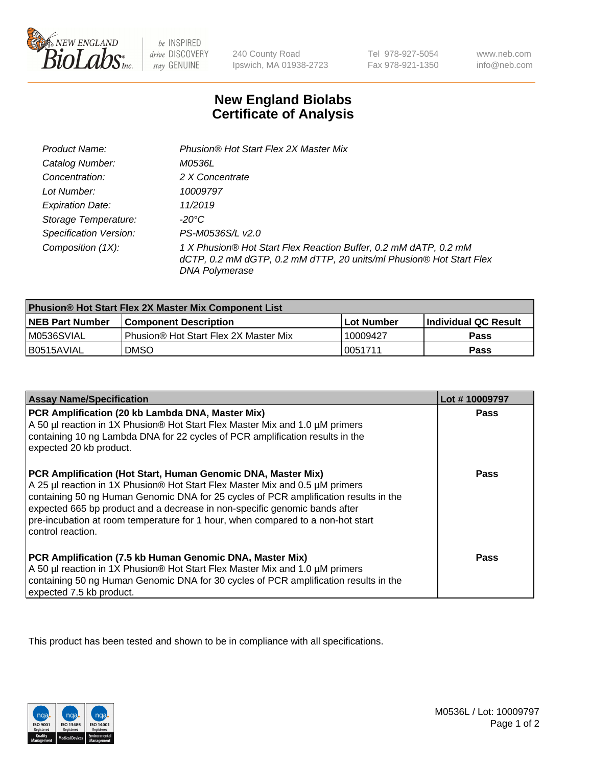NEW ENGLAND BioLabs Inc. | be INSPIRED drive DISCOVERY stay GENUINE | 240 County Road Ipswich, MA 01938-2723 | Tel 978-927-5054 Fax 978-921-1350 | www.neb.com info@neb.com

# New England Biolabs Certificate of Analysis

| | |
|---|---|
| *Product Name:* | *Phusion® Hot Start Flex 2X Master Mix* |
| *Catalog Number:* | *M0536L* |
| *Concentration:* | *2 X Concentrate* |
| *Lot Number:* | *10009797* |
| *Expiration Date:* | *11/2019* |
| *Storage Temperature:* | *-20°C* |
| *Specification Version:* | *PS-M0536S/L v2.0* |
| *Composition (1X):* | *1 X Phusion® Hot Start Flex Reaction Buffer, 0.2 mM dATP, 0.2 mM dCTP, 0.2 mM dGTP, 0.2 mM dTTP, 20 units/ml Phusion® Hot Start Flex DNA Polymerase* |

| **Phusion® Hot Start Flex 2X Master Mix Component List** | | | |
|---|---|---|---|
| **NEB Part Number** | **Component Description** | **Lot Number** | **Individual QC Result** |
| M0536SVIAL | Phusion® Hot Start Flex 2X Master Mix | 10009427 | **Pass** |
| B0515AVIAL | DMSO | 0051711 | **Pass** |

| **Assay Name/Specification** | **Lot # 10009797** |
|---|---|
| **PCR Amplification (20 kb Lambda DNA, Master Mix)** A 50 µl reaction in 1X Phusion® Hot Start Flex Master Mix and 1.0 µM primers containing 10 ng Lambda DNA for 22 cycles of PCR amplification results in the expected 20 kb product. | **Pass** |
| **PCR Amplification (Hot Start, Human Genomic DNA, Master Mix)** A 25 µl reaction in 1X Phusion® Hot Start Flex Master Mix and 0.5 µM primers containing 50 ng Human Genomic DNA for 25 cycles of PCR amplification results in the expected 665 bp product and a decrease in non-specific genomic bands after pre-incubation at room temperature for 1 hour, when compared to a non-hot start control reaction. | **Pass** |
| **PCR Amplification (7.5 kb Human Genomic DNA, Master Mix)** A 50 µl reaction in 1X Phusion® Hot Start Flex Master Mix and 1.0 µM primers containing 50 ng Human Genomic DNA for 30 cycles of PCR amplification results in the expected 7.5 kb product. | **Pass** |

This product has been tested and shown to be in compliance with all specifications.

ISO 9001 Registered Quality Management | ISO 13485 Registered Medical Devices | ISO 14001 Registered Environmental Management

M0536L / Lot: 10009797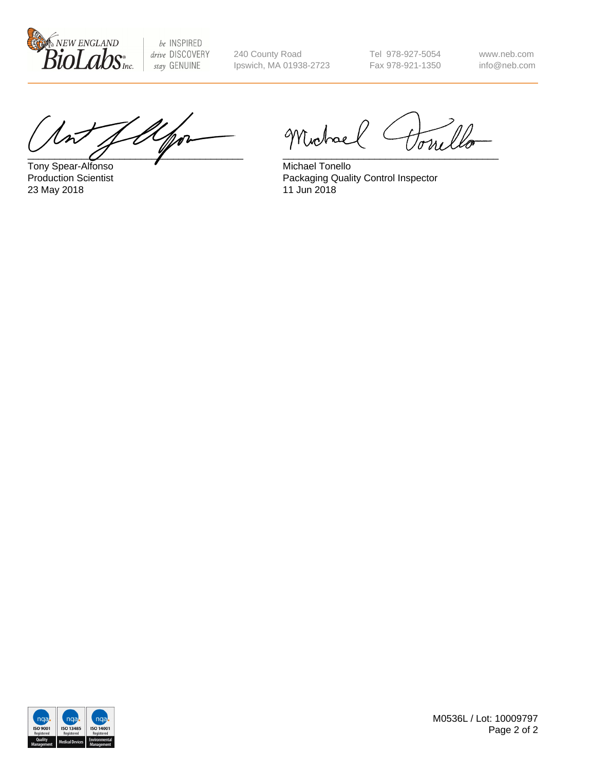Tony Spear-Alfonso
Production Scientist
23 May 2018

Michael Tonello
Packaging Quality Control Inspector
11 Jun 2018

M0536L / Lot: 10009797